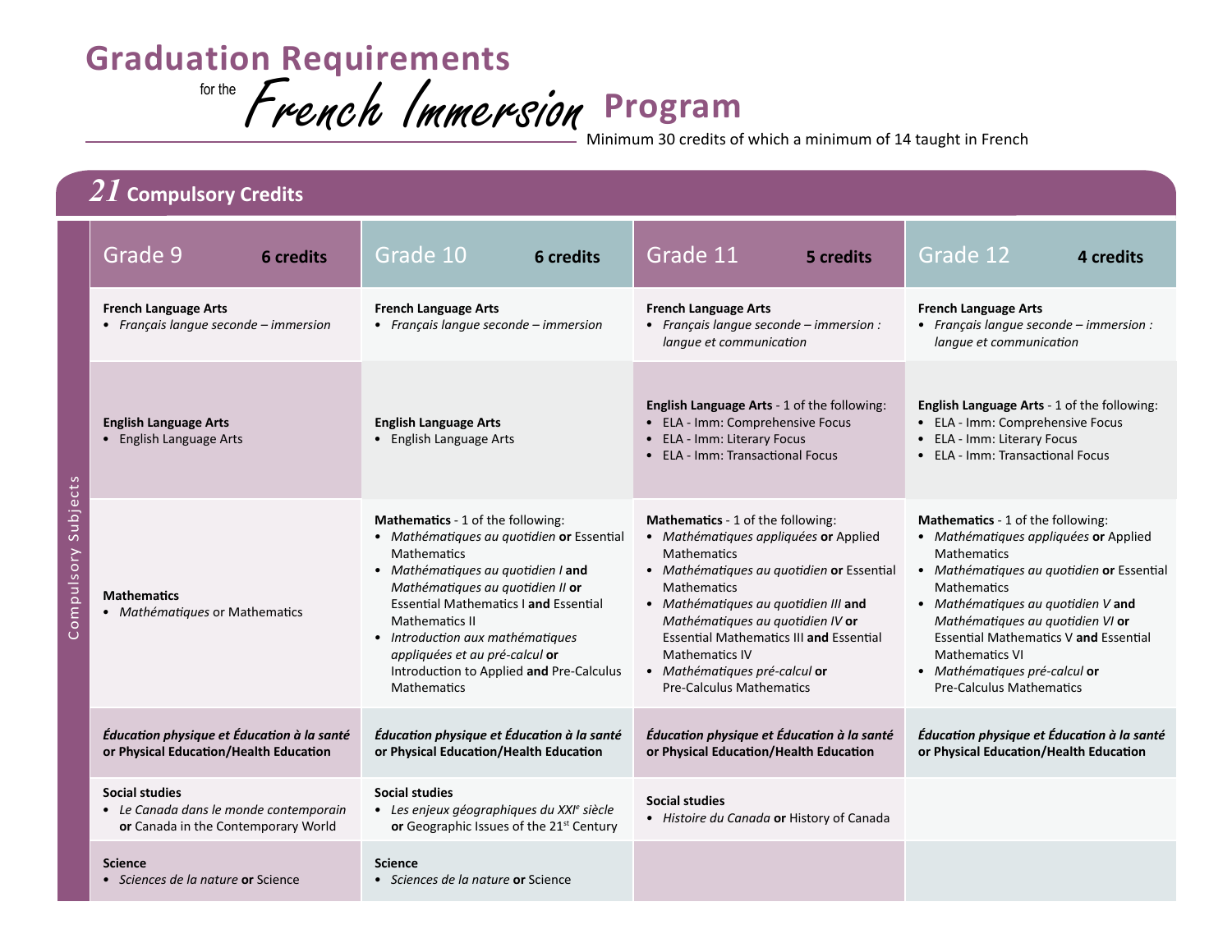# Graduation Requirements for the *French Immersion* Program

Minimum 30 credits of which a minimum of 14 taught in French

## *21* Compulsory Credits

**Compulsory Subjects**

| Grade 9 — **6 credits** | Grade 10 — **6 credits** | Grade 11 — **5 credits** | Grade 12 — **4 credits** |
|---|---|---|---|
| **French Language Arts**<br>• *Français langue seconde – immersion* | **French Language Arts**<br>• *Français langue seconde – immersion* | **French Language Arts**<br>• *Français langue seconde – immersion : langue et communication* | **French Language Arts**<br>• *Français langue seconde – immersion : langue et communication* |
| **English Language Arts**<br>• English Language Arts | **English Language Arts**<br>• English Language Arts | **English Language Arts** - 1 of the following:<br>• ELA - Imm: Comprehensive Focus<br>• ELA - Imm: Literary Focus<br>• ELA - Imm: Transactional Focus | **English Language Arts** - 1 of the following:<br>• ELA - Imm: Comprehensive Focus<br>• ELA - Imm: Literary Focus<br>• ELA - Imm: Transactional Focus |
| **Mathematics**<br>• *Mathématiques* or Mathematics | **Mathematics** - 1 of the following:<br>• *Mathématiques au quotidien* **or** Essential Mathematics<br>• *Mathématiques au quotidien I* **and** *Mathématiques au quotidien II* **or** Essential Mathematics I **and** Essential Mathematics II<br>• *Introduction aux mathématiques appliquées et au pré-calcul* **or** Introduction to Applied **and** Pre-Calculus Mathematics | **Mathematics** - 1 of the following:<br>• *Mathématiques appliquées* **or** Applied Mathematics<br>• *Mathématiques au quotidien* **or** Essential Mathematics<br>• *Mathématiques au quotidien III* **and** *Mathématiques au quotidien IV* **or** Essential Mathematics III **and** Essential Mathematics IV<br>• *Mathématiques pré-calcul* **or** Pre-Calculus Mathematics | **Mathematics** - 1 of the following:<br>• *Mathématiques appliquées* **or** Applied Mathematics<br>• *Mathématiques au quotidien* **or** Essential Mathematics<br>• *Mathématiques au quotidien V* **and** *Mathématiques au quotidien VI* **or** Essential Mathematics V **and** Essential Mathematics VI<br>• *Mathématiques pré-calcul* **or** Pre-Calculus Mathematics |
| ***Éducation physique et Éducation à la santé* or Physical Education/Health Education** | ***Éducation physique et Éducation à la santé* or Physical Education/Health Education** | ***Éducation physique et Éducation à la santé* or Physical Education/Health Education** | ***Éducation physique et Éducation à la santé* or Physical Education/Health Education** |
| **Social studies**<br>• *Le Canada dans le monde contemporain* **or** Canada in the Contemporary World | **Social studies**<br>• *Les enjeux géographiques du XXI^e^ siècle* **or** Geographic Issues of the 21st Century | **Social studies**<br>• *Histoire du Canada* **or** History of Canada | |
| **Science**<br>• *Sciences de la nature* **or** Science | **Science**<br>• *Sciences de la nature* **or** Science | | |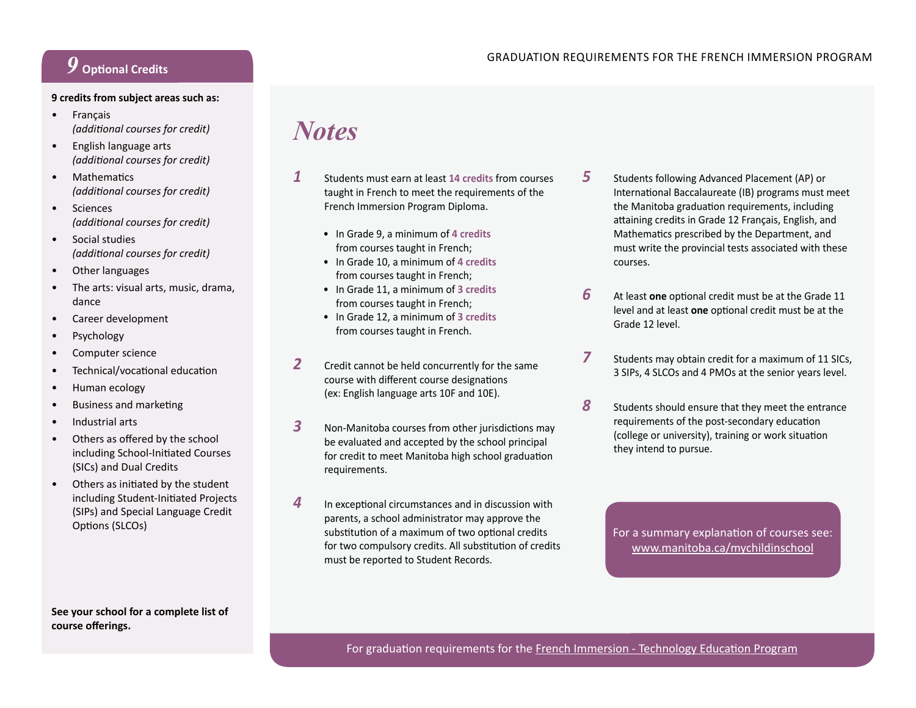## 9 Optional Credits

**9 credits from subject areas such as:**

- Français
  *(additional courses for credit)*
- English language arts
  *(additional courses for credit)*
- Mathematics
  *(additional courses for credit)*
- Sciences
  *(additional courses for credit)*
- Social studies
  *(additional courses for credit)*
- Other languages
- The arts: visual arts, music, drama, dance
- Career development
- Psychology
- Computer science
- Technical/vocational education
- Human ecology
- Business and marketing
- Industrial arts
- Others as offered by the school including School-Initiated Courses (SICs) and Dual Credits
- Others as initiated by the student including Student-Initiated Projects (SIPs) and Special Language Credit Options (SLCOs)

**See your school for a complete list of course offerings.**

# *Notes*

**1** Students must earn at least **14 credits** from courses taught in French to meet the requirements of the French Immersion Program Diploma.

- In Grade 9, a minimum of **4 credits** from courses taught in French;
- In Grade 10, a minimum of **4 credits** from courses taught in French;
- In Grade 11, a minimum of **3 credits** from courses taught in French;
- In Grade 12, a minimum of **3 credits** from courses taught in French.

**2** Credit cannot be held concurrently for the same course with different course designations (ex: English language arts 10F and 10E).

**3** Non-Manitoba courses from other jurisdictions may be evaluated and accepted by the school principal for credit to meet Manitoba high school graduation requirements.

**4** In exceptional circumstances and in discussion with parents, a school administrator may approve the substitution of a maximum of two optional credits for two compulsory credits. All substitution of credits must be reported to Student Records.

**5** Students following Advanced Placement (AP) or International Baccalaureate (IB) programs must meet the Manitoba graduation requirements, including attaining credits in Grade 12 Français, English, and Mathematics prescribed by the Department, and must write the provincial tests associated with these courses.

**6** At least **one** optional credit must be at the Grade 11 level and at least **one** optional credit must be at the Grade 12 level.

**7** Students may obtain credit for a maximum of 11 SICs, 3 SIPs, 4 SLCOs and 4 PMOs at the senior years level.

**8** Students should ensure that they meet the entrance requirements of the post-secondary education (college or university), training or work situation they intend to pursue.

For a summary explanation of courses see: www.manitoba.ca/mychildinschool

For graduation requirements for the French Immersion - Technology Education Program